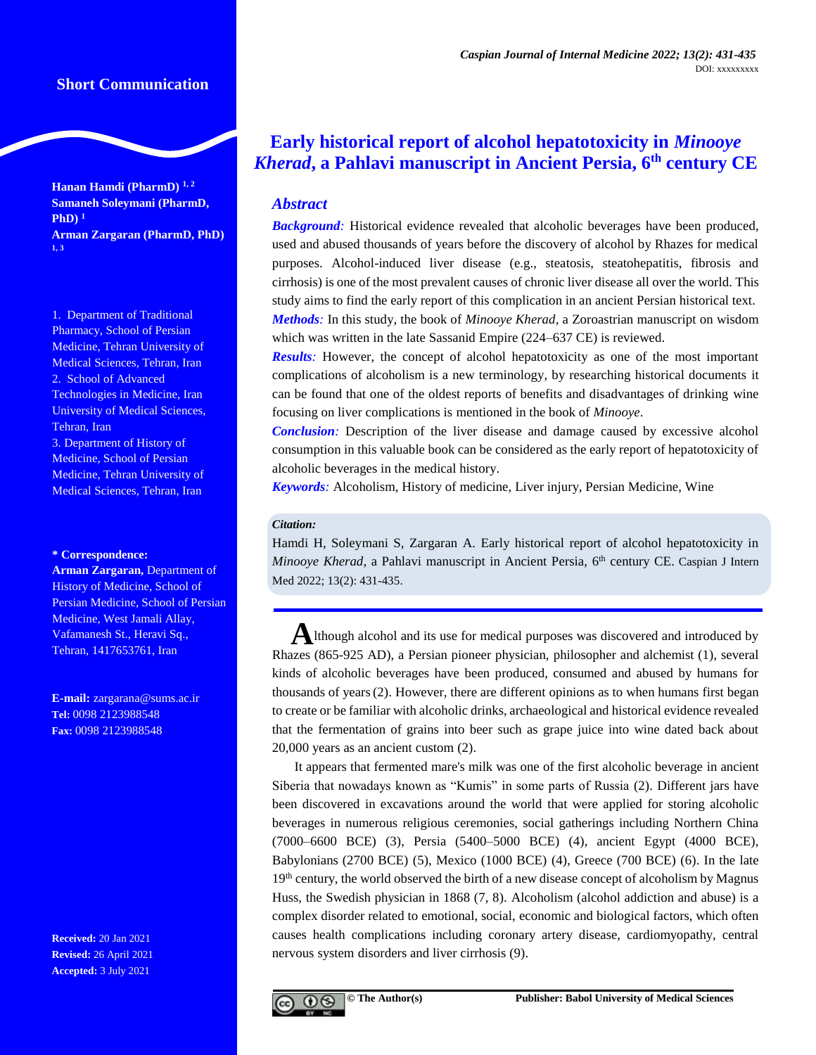Short Communication

# Early historical report of alcohol hepatotoxicity in *Minooye Kherad*, a Pahlavi manuscript in Ancient Persia, 6th century CE

**Hanan Hamdi (PharmD)** [1,2]
**Samaneh Soleymani (PharmD, PhD)** [1]
**Arman Zargaran (PharmD, PhD)** [1,3]

1. Department of Traditional Pharmacy, School of Persian Medicine, Tehran University of Medical Sciences, Tehran, Iran
2. School of Advanced Technologies in Medicine, Iran University of Medical Sciences, Tehran, Iran
3. Department of History of Medicine, School of Persian Medicine, Tehran University of Medical Sciences, Tehran, Iran

**\* Correspondence:**
**Arman Zargaran,** Department of History of Medicine, School of Persian Medicine, School of Persian Medicine, West Jamali Allay, Vafamanesh St., Heravi Sq., Tehran, 1417653761, Iran

**E-mail:** zargarana@sums.ac.ir
**Tel:** 0098 2123988548
**Fax:** 0098 2123988548

**Received:** 20 Jan 2021
**Revised:** 26 April 2021
**Accepted:** 3 July 2021

## *Abstract*

***Background:*** Historical evidence revealed that alcoholic beverages have been produced, used and abused thousands of years before the discovery of alcohol by Rhazes for medical purposes. Alcohol-induced liver disease (e.g., steatosis, steatohepatitis, fibrosis and cirrhosis) is one of the most prevalent causes of chronic liver disease all over the world. This study aims to find the early report of this complication in an ancient Persian historical text.

***Methods:*** In this study, the book of *Minooye Kherad*, a Zoroastrian manuscript on wisdom which was written in the late Sassanid Empire (224–637 CE) is reviewed.

***Results:*** However, the concept of alcohol hepatotoxicity as one of the most important complications of alcoholism is a new terminology, by researching historical documents it can be found that one of the oldest reports of benefits and disadvantages of drinking wine focusing on liver complications is mentioned in the book of *Minooye*.

***Conclusion:*** Description of the liver disease and damage caused by excessive alcohol consumption in this valuable book can be considered as the early report of hepatotoxicity of alcoholic beverages in the medical history.

***Keywords:*** Alcoholism, History of medicine, Liver injury, Persian Medicine, Wine

***Citation:***
Hamdi H, Soleymani S, Zargaran A. Early historical report of alcohol hepatotoxicity in *Minooye Kherad*, a Pahlavi manuscript in Ancient Persia, 6th century CE. Caspian J Intern Med 2022; 13(2): 431-435.

Although alcohol and its use for medical purposes was discovered and introduced by Rhazes (865-925 AD), a Persian pioneer physician, philosopher and alchemist (1), several kinds of alcoholic beverages have been produced, consumed and abused by humans for thousands of years (2). However, there are different opinions as to when humans first began to create or be familiar with alcoholic drinks, archaeological and historical evidence revealed that the fermentation of grains into beer such as grape juice into wine dated back about 20,000 years as an ancient custom (2).

It appears that fermented mare's milk was one of the first alcoholic beverage in ancient Siberia that nowadays known as "Kumis" in some parts of Russia (2). Different jars have been discovered in excavations around the world that were applied for storing alcoholic beverages in numerous religious ceremonies, social gatherings including Northern China (7000–6600 BCE) (3), Persia (5400–5000 BCE) (4), ancient Egypt (4000 BCE), Babylonians (2700 BCE) (5), Mexico (1000 BCE) (4), Greece (700 BCE) (6). In the late 19th century, the world observed the birth of a new disease concept of alcoholism by Magnus Huss, the Swedish physician in 1868 (7, 8). Alcoholism (alcohol addiction and abuse) is a complex disorder related to emotional, social, economic and biological factors, which often causes health complications including coronary artery disease, cardiomyopathy, central nervous system disorders and liver cirrhosis (9).

© The Author(s) Publisher: Babol University of Medical Sciences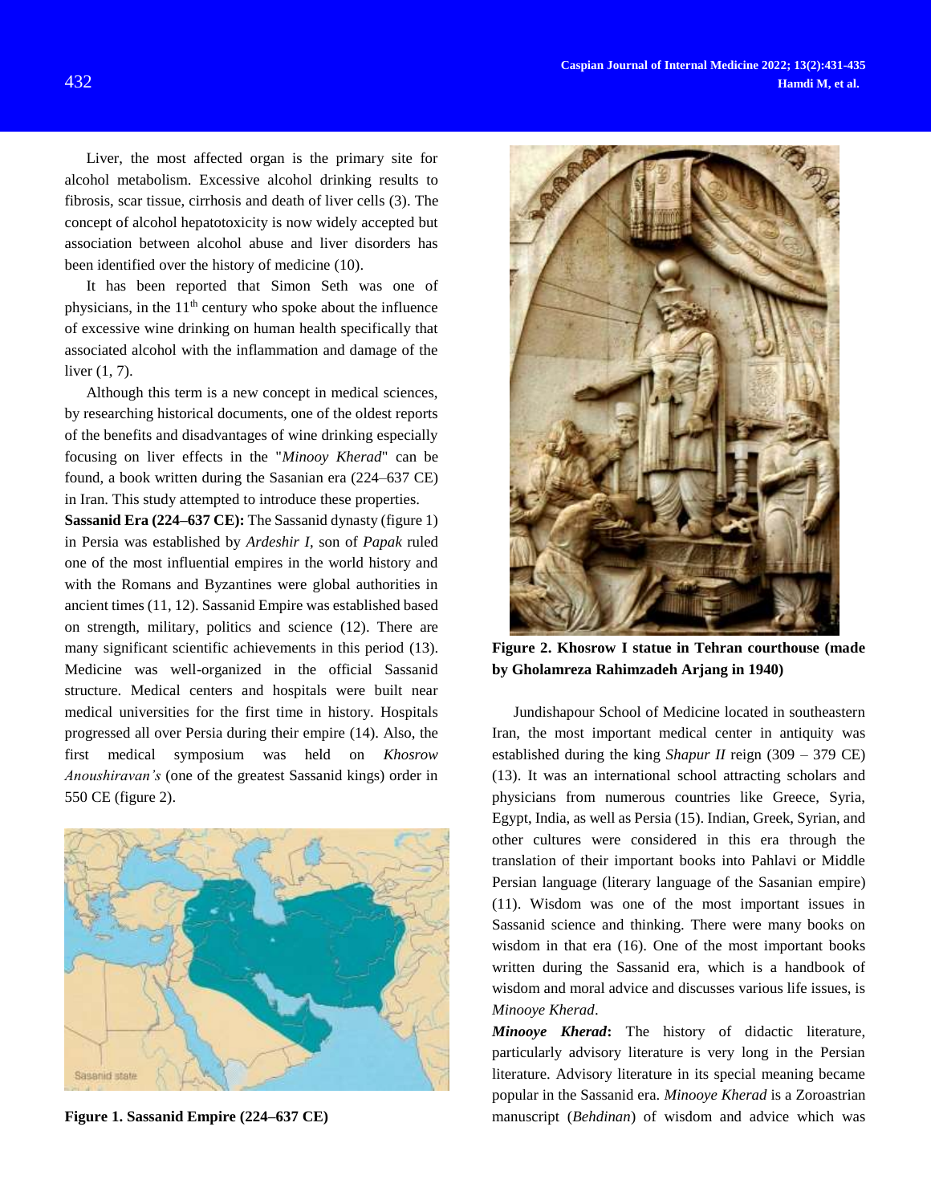Liver, the most affected organ is the primary site for alcohol metabolism. Excessive alcohol drinking results to fibrosis, scar tissue, cirrhosis and death of liver cells (3). The concept of alcohol hepatotoxicity is now widely accepted but association between alcohol abuse and liver disorders has been identified over the history of medicine (10).

It has been reported that Simon Seth was one of physicians, in the 11th century who spoke about the influence of excessive wine drinking on human health specifically that associated alcohol with the inflammation and damage of the liver (1, 7).

Although this term is a new concept in medical sciences, by researching historical documents, one of the oldest reports of the benefits and disadvantages of wine drinking especially focusing on liver effects in the "*Minooy Kherad*" can be found, a book written during the Sasanian era (224–637 CE) in Iran. This study attempted to introduce these properties.

**Sassanid Era (224–637 CE):** The Sassanid dynasty (figure 1) in Persia was established by *Ardeshir I*, son of *Papak* ruled one of the most influential empires in the world history and with the Romans and Byzantines were global authorities in ancient times (11, 12). Sassanid Empire was established based on strength, military, politics and science (12). There are many significant scientific achievements in this period (13). Medicine was well-organized in the official Sassanid structure. Medical centers and hospitals were built near medical universities for the first time in history. Hospitals progressed all over Persia during their empire (14). Also, the first medical symposium was held on *Khosrow Anoushiravan's* (one of the greatest Sassanid kings) order in 550 CE (figure 2).

**Figure 1. Sassanid Empire (224–637 CE)**

**Figure 2. Khosrow I statue in Tehran courthouse (made by Gholamreza Rahimzadeh Arjang in 1940)**

Jundishapour School of Medicine located in southeastern Iran, the most important medical center in antiquity was established during the king *Shapur II* reign (309 – 379 CE) (13). It was an international school attracting scholars and physicians from numerous countries like Greece, Syria, Egypt, India, as well as Persia (15). Indian, Greek, Syrian, and other cultures were considered in this era through the translation of their important books into Pahlavi or Middle Persian language (literary language of the Sasanian empire) (11). Wisdom was one of the most important issues in Sassanid science and thinking. There were many books on wisdom in that era (16). One of the most important books written during the Sassanid era, which is a handbook of wisdom and moral advice and discusses various life issues, is *Minooye Kherad*.

***Minooye Kherad*:** The history of didactic literature, particularly advisory literature is very long in the Persian literature. Advisory literature in its special meaning became popular in the Sassanid era. *Minooye Kherad* is a Zoroastrian manuscript (*Behdinan*) of wisdom and advice which was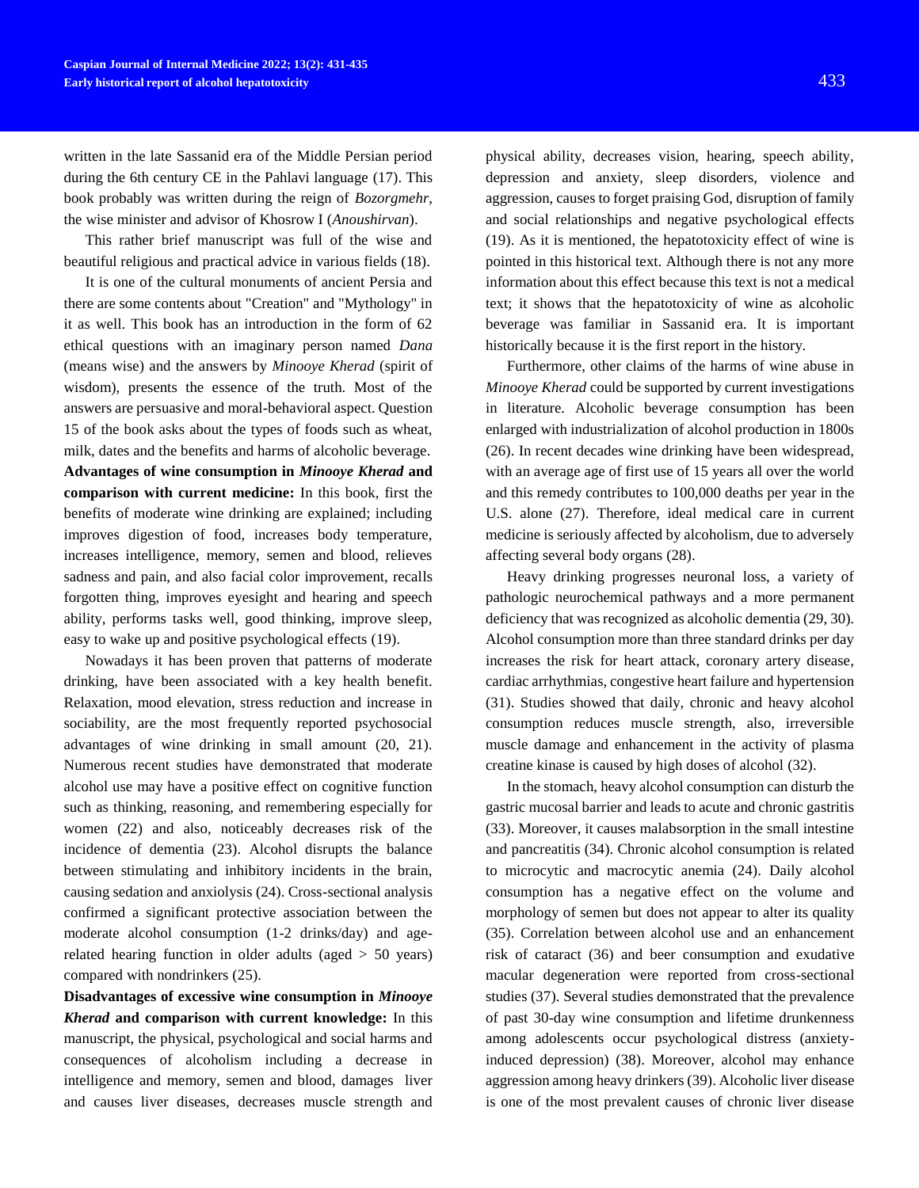written in the late Sassanid era of the Middle Persian period during the 6th century CE in the Pahlavi language (17). This book probably was written during the reign of *Bozorgmehr*, the wise minister and advisor of Khosrow I (*Anoushirvan*).

This rather brief manuscript was full of the wise and beautiful religious and practical advice in various fields (18).

It is one of the cultural monuments of ancient Persia and there are some contents about "Creation" and "Mythology" in it as well. This book has an introduction in the form of 62 ethical questions with an imaginary person named *Dana* (means wise) and the answers by *Minooye Kherad* (spirit of wisdom), presents the essence of the truth. Most of the answers are persuasive and moral-behavioral aspect. Question 15 of the book asks about the types of foods such as wheat, milk, dates and the benefits and harms of alcoholic beverage.

**Advantages of wine consumption in *Minooye Kherad* and comparison with current medicine:** In this book, first the benefits of moderate wine drinking are explained; including improves digestion of food, increases body temperature, increases intelligence, memory, semen and blood, relieves sadness and pain, and also facial color improvement, recalls forgotten thing, improves eyesight and hearing and speech ability, performs tasks well, good thinking, improve sleep, easy to wake up and positive psychological effects (19).

Nowadays it has been proven that patterns of moderate drinking, have been associated with a key health benefit. Relaxation, mood elevation, stress reduction and increase in sociability, are the most frequently reported psychosocial advantages of wine drinking in small amount (20, 21). Numerous recent studies have demonstrated that moderate alcohol use may have a positive effect on cognitive function such as thinking, reasoning, and remembering especially for women (22) and also, noticeably decreases risk of the incidence of dementia (23). Alcohol disrupts the balance between stimulating and inhibitory incidents in the brain, causing sedation and anxiolysis (24). Cross-sectional analysis confirmed a significant protective association between the moderate alcohol consumption (1-2 drinks/day) and age-related hearing function in older adults (aged > 50 years) compared with nondrinkers (25).

**Disadvantages of excessive wine consumption in *Minooye Kherad* and comparison with current knowledge:** In this manuscript, the physical, psychological and social harms and consequences of alcoholism including a decrease in intelligence and memory, semen and blood, damages liver and causes liver diseases, decreases muscle strength and physical ability, decreases vision, hearing, speech ability, depression and anxiety, sleep disorders, violence and aggression, causes to forget praising God, disruption of family and social relationships and negative psychological effects (19). As it is mentioned, the hepatotoxicity effect of wine is pointed in this historical text. Although there is not any more information about this effect because this text is not a medical text; it shows that the hepatotoxicity of wine as alcoholic beverage was familiar in Sassanid era. It is important historically because it is the first report in the history.

Furthermore, other claims of the harms of wine abuse in *Minooye Kherad* could be supported by current investigations in literature. Alcoholic beverage consumption has been enlarged with industrialization of alcohol production in 1800s (26). In recent decades wine drinking have been widespread, with an average age of first use of 15 years all over the world and this remedy contributes to 100,000 deaths per year in the U.S. alone (27). Therefore, ideal medical care in current medicine is seriously affected by alcoholism, due to adversely affecting several body organs (28).

Heavy drinking progresses neuronal loss, a variety of pathologic neurochemical pathways and a more permanent deficiency that was recognized as alcoholic dementia (29, 30). Alcohol consumption more than three standard drinks per day increases the risk for heart attack, coronary artery disease, cardiac arrhythmias, congestive heart failure and hypertension (31). Studies showed that daily, chronic and heavy alcohol consumption reduces muscle strength, also, irreversible muscle damage and enhancement in the activity of plasma creatine kinase is caused by high doses of alcohol (32).

In the stomach, heavy alcohol consumption can disturb the gastric mucosal barrier and leads to acute and chronic gastritis (33). Moreover, it causes malabsorption in the small intestine and pancreatitis (34). Chronic alcohol consumption is related to microcytic and macrocytic anemia (24). Daily alcohol consumption has a negative effect on the volume and morphology of semen but does not appear to alter its quality (35). Correlation between alcohol use and an enhancement risk of cataract (36) and beer consumption and exudative macular degeneration were reported from cross-sectional studies (37). Several studies demonstrated that the prevalence of past 30-day wine consumption and lifetime drunkenness among adolescents occur psychological distress (anxiety-induced depression) (38). Moreover, alcohol may enhance aggression among heavy drinkers (39). Alcoholic liver disease is one of the most prevalent causes of chronic liver disease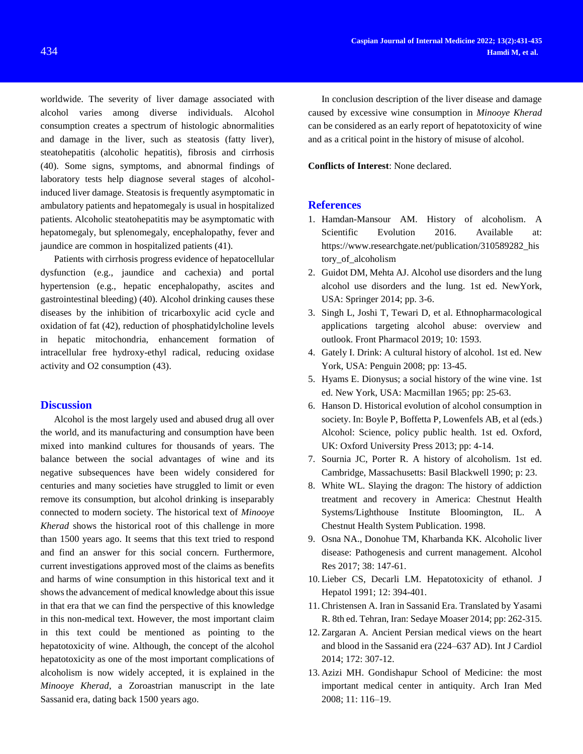worldwide. The severity of liver damage associated with alcohol varies among diverse individuals. Alcohol consumption creates a spectrum of histologic abnormalities and damage in the liver, such as steatosis (fatty liver), steatohepatitis (alcoholic hepatitis), fibrosis and cirrhosis (40). Some signs, symptoms, and abnormal findings of laboratory tests help diagnose several stages of alcohol-induced liver damage. Steatosis is frequently asymptomatic in ambulatory patients and hepatomegaly is usual in hospitalized patients. Alcoholic steatohepatitis may be asymptomatic with hepatomegaly, but splenomegaly, encephalopathy, fever and jaundice are common in hospitalized patients (41).

Patients with cirrhosis progress evidence of hepatocellular dysfunction (e.g., jaundice and cachexia) and portal hypertension (e.g., hepatic encephalopathy, ascites and gastrointestinal bleeding) (40). Alcohol drinking causes these diseases by the inhibition of tricarboxylic acid cycle and oxidation of fat (42), reduction of phosphatidylcholine levels in hepatic mitochondria, enhancement formation of intracellular free hydroxy-ethyl radical, reducing oxidase activity and $O_2$ consumption (43).

## Discussion

Alcohol is the most largely used and abused drug all over the world, and its manufacturing and consumption have been mixed into mankind cultures for thousands of years. The balance between the social advantages of wine and its negative subsequences have been widely considered for centuries and many societies have struggled to limit or even remove its consumption, but alcohol drinking is inseparably connected to modern society. The historical text of *Minooye Kherad* shows the historical root of this challenge in more than 1500 years ago. It seems that this text tried to respond and find an answer for this social concern. Furthermore, current investigations approved most of the claims as benefits and harms of wine consumption in this historical text and it shows the advancement of medical knowledge about this issue in that era that we can find the perspective of this knowledge in this non-medical text. However, the most important claim in this text could be mentioned as pointing to the hepatotoxicity of wine. Although, the concept of the alcohol hepatotoxicity as one of the most important complications of alcoholism is now widely accepted, it is explained in the *Minooye Kherad*, a Zoroastrian manuscript in the late Sassanid era, dating back 1500 years ago.

In conclusion description of the liver disease and damage caused by excessive wine consumption in *Minooye Kherad* can be considered as an early report of hepatotoxicity of wine and as a critical point in the history of misuse of alcohol.

**Conflicts of Interest**: None declared.

## References

1. Hamdan-Mansour AM. History of alcoholism. A Scientific Evolution 2016. Available at: https://www.researchgate.net/publication/310589282_history_of_alcoholism
2. Guidot DM, Mehta AJ. Alcohol use disorders and the lung alcohol use disorders and the lung. 1st ed. NewYork, USA: Springer 2014; pp. 3-6.
3. Singh L, Joshi T, Tewari D, et al. Ethnopharmacological applications targeting alcohol abuse: overview and outlook. Front Pharmacol 2019; 10: 1593.
4. Gately I. Drink: A cultural history of alcohol. 1st ed. New York, USA: Penguin 2008; pp: 13-45.
5. Hyams E. Dionysus; a social history of the wine vine. 1st ed. New York, USA: Macmillan 1965; pp: 25-63.
6. Hanson D. Historical evolution of alcohol consumption in society. In: Boyle P, Boffetta P, Lowenfels AB, et al (eds.) Alcohol: Science, policy public health. 1st ed. Oxford, UK: Oxford University Press 2013; pp: 4-14.
7. Sournia JC, Porter R. A history of alcoholism. 1st ed. Cambridge, Massachusetts: Basil Blackwell 1990; p: 23.
8. White WL. Slaying the dragon: The history of addiction treatment and recovery in America: Chestnut Health Systems/Lighthouse Institute Bloomington, IL. A Chestnut Health System Publication. 1998.
9. Osna NA., Donohue TM, Kharbanda KK. Alcoholic liver disease: Pathogenesis and current management. Alcohol Res 2017; 38: 147-61.
10. Lieber CS, Decarli LM. Hepatotoxicity of ethanol. J Hepatol 1991; 12: 394-401.
11. Christensen A. Iran in Sassanid Era. Translated by Yasami R. 8th ed. Tehran, Iran: Sedaye Moaser 2014; pp: 262-315.
12. Zargaran A. Ancient Persian medical views on the heart and blood in the Sassanid era (224–637 AD). Int J Cardiol 2014; 172: 307-12.
13. Azizi MH. Gondishapur School of Medicine: the most important medical center in antiquity. Arch Iran Med 2008; 11: 116–19.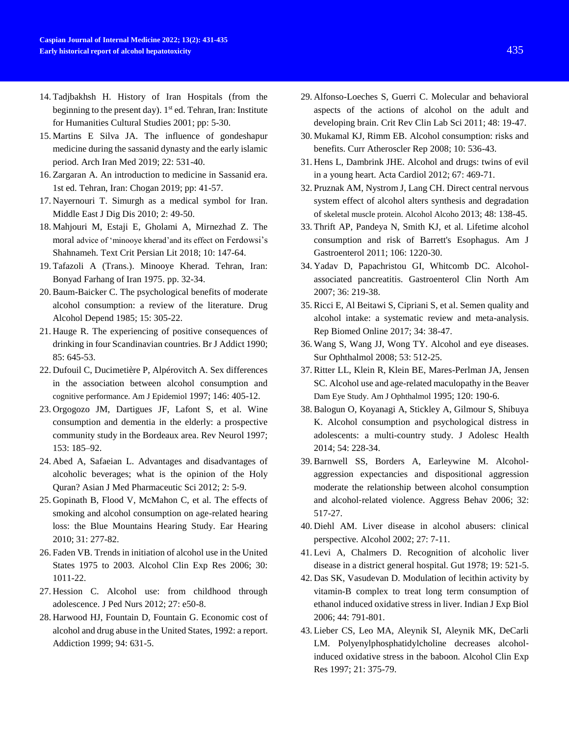14. Tadjbakhsh H. History of Iran Hospitals (from the beginning to the present day). 1st ed. Tehran, Iran: Institute for Humanities Cultural Studies 2001; pp: 5-30.
15. Martins E Silva JA. The influence of gondeshapur medicine during the sassanid dynasty and the early islamic period. Arch Iran Med 2019; 22: 531-40.
16. Zargaran A. An introduction to medicine in Sassanid era. 1st ed. Tehran, Iran: Chogan 2019; pp: 41-57.
17. Nayernouri T. Simurgh as a medical symbol for Iran. Middle East J Dig Dis 2010; 2: 49-50.
18. Mahjouri M, Estaji E, Gholami A, Mirnezhad Z. The moral advice of 'minooye kherad'and its effect on Ferdowsi's Shahnameh. Text Crit Persian Lit 2018; 10: 147-64.
19. Tafazoli A (Trans.). Minooye Kherad. Tehran, Iran: Bonyad Farhang of Iran 1975. pp. 32-34.
20. Baum-Baicker C. The psychological benefits of moderate alcohol consumption: a review of the literature. Drug Alcohol Depend 1985; 15: 305-22.
21. Hauge R. The experiencing of positive consequences of drinking in four Scandinavian countries. Br J Addict 1990; 85: 645-53.
22. Dufouil C, Ducimetière P, Alpérovitch A. Sex differences in the association between alcohol consumption and cognitive performance. Am J Epidemiol 1997; 146: 405-12.
23. Orgogozo JM, Dartigues JF, Lafont S, et al. Wine consumption and dementia in the elderly: a prospective community study in the Bordeaux area. Rev Neurol 1997; 153: 185–92.
24. Abed A, Safaeian L. Advantages and disadvantages of alcoholic beverages; what is the opinion of the Holy Quran? Asian J Med Pharmaceutic Sci 2012; 2: 5-9.
25. Gopinath B, Flood V, McMahon C, et al. The effects of smoking and alcohol consumption on age-related hearing loss: the Blue Mountains Hearing Study. Ear Hearing 2010; 31: 277-82.
26. Faden VB. Trends in initiation of alcohol use in the United States 1975 to 2003. Alcohol Clin Exp Res 2006; 30: 1011-22.
27. Hession C. Alcohol use: from childhood through adolescence. J Ped Nurs 2012; 27: e50-8.
28. Harwood HJ, Fountain D, Fountain G. Economic cost of alcohol and drug abuse in the United States, 1992: a report. Addiction 1999; 94: 631-5.
29. Alfonso-Loeches S, Guerri C. Molecular and behavioral aspects of the actions of alcohol on the adult and developing brain. Crit Rev Clin Lab Sci 2011; 48: 19-47.
30. Mukamal KJ, Rimm EB. Alcohol consumption: risks and benefits. Curr Atheroscler Rep 2008; 10: 536-43.
31. Hens L, Dambrink JHE. Alcohol and drugs: twins of evil in a young heart. Acta Cardiol 2012; 67: 469-71.
32. Pruznak AM, Nystrom J, Lang CH. Direct central nervous system effect of alcohol alters synthesis and degradation of skeletal muscle protein. Alcohol Alcoho 2013; 48: 138-45.
33. Thrift AP, Pandeya N, Smith KJ, et al. Lifetime alcohol consumption and risk of Barrett's Esophagus. Am J Gastroenterol 2011; 106: 1220-30.
34. Yadav D, Papachristou GI, Whitcomb DC. Alcohol-associated pancreatitis. Gastroenterol Clin North Am 2007; 36: 219-38.
35. Ricci E, Al Beitawi S, Cipriani S, et al. Semen quality and alcohol intake: a systematic review and meta-analysis. Rep Biomed Online 2017; 34: 38-47.
36. Wang S, Wang JJ, Wong TY. Alcohol and eye diseases. Sur Ophthalmol 2008; 53: 512-25.
37. Ritter LL, Klein R, Klein BE, Mares-Perlman JA, Jensen SC. Alcohol use and age-related maculopathy in the Beaver Dam Eye Study. Am J Ophthalmol 1995; 120: 190-6.
38. Balogun O, Koyanagi A, Stickley A, Gilmour S, Shibuya K. Alcohol consumption and psychological distress in adolescents: a multi-country study. J Adolesc Health 2014; 54: 228-34.
39. Barnwell SS, Borders A, Earleywine M. Alcohol-aggression expectancies and dispositional aggression moderate the relationship between alcohol consumption and alcohol-related violence. Aggress Behav 2006; 32: 517-27.
40. Diehl AM. Liver disease in alcohol abusers: clinical perspective. Alcohol 2002; 27: 7-11.
41. Levi A, Chalmers D. Recognition of alcoholic liver disease in a district general hospital. Gut 1978; 19: 521-5.
42. Das SK, Vasudevan D. Modulation of lecithin activity by vitamin-B complex to treat long term consumption of ethanol induced oxidative stress in liver. Indian J Exp Biol 2006; 44: 791-801.
43. Lieber CS, Leo MA, Aleynik SI, Aleynik MK, DeCarli LM. Polyenylphosphatidylcholine decreases alcohol-induced oxidative stress in the baboon. Alcohol Clin Exp Res 1997; 21: 375-79.